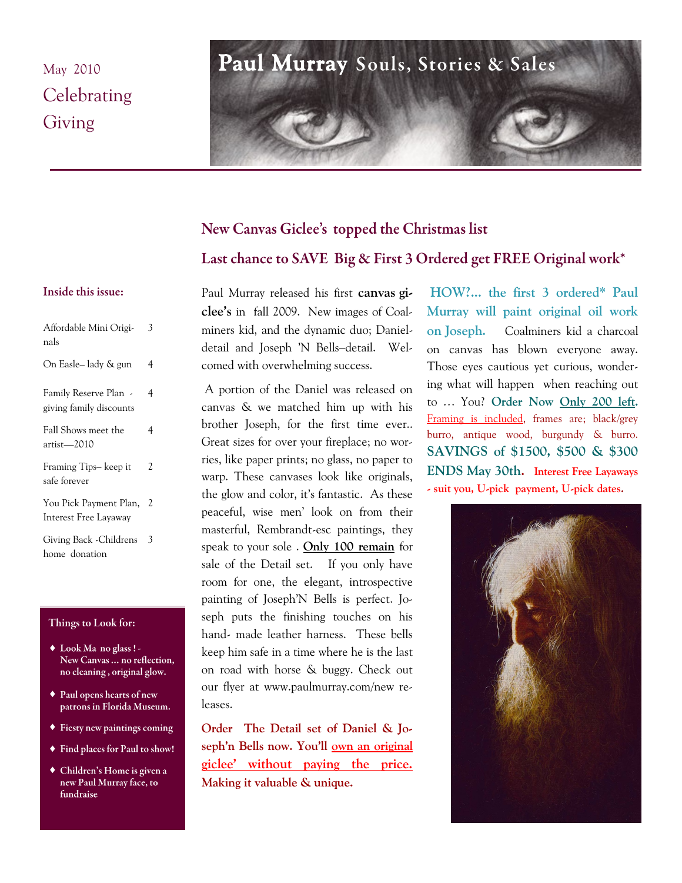May 2010

Celebrating Giving

# Paul Murray Souls, Stories & Sales

**Inside this issue:**

| | |
|---|---|
| Affordable Mini Originals | 3 |
| On Easle– lady & gun | 4 |
| Family Reserve Plan - giving family discounts | 4 |
| Fall Shows meet the artist—2010 | 4 |
| Framing Tips– keep it safe forever | 2 |
| You Pick Payment Plan, Interest Free Layaway | 2 |
| Giving Back -Childrens home donation | 3 |

**Things to Look for:**

- **Look Ma no glass ! - New Canvas … no reflection, no cleaning , original glow.**
- **Paul opens hearts of new patrons in Florida Museum.**
- **Fiesty new paintings coming**
- **Find places for Paul to show!**
- **Children's Home is given a new Paul Murray face, to fundraise**

## New Canvas Giclee's topped the Christmas list

## Last chance to SAVE Big & First 3 Ordered get FREE Original work*

Paul Murray released his first **canvas giclee's** in fall 2009. New images of Coalminers kid, and the dynamic duo; Daniel-detail and Joseph 'N Bells–detail. Welcomed with overwhelming success.

A portion of the Daniel was released on canvas & we matched him up with his brother Joseph, for the first time ever.. Great sizes for over your fireplace; no worries, like paper prints; no glass, no paper to warp. These canvases look like originals, the glow and color, it's fantastic. As these peaceful, wise men' look on from their masterful, Rembrandt-esc paintings, they speak to your sole . **Only 100 remain** for sale of the Detail set. If you only have room for one, the elegant, introspective painting of Joseph'N Bells is perfect. Joseph puts the finishing touches on his hand- made leather harness. These bells keep him safe in a time where he is the last on road with horse & buggy. Check out our flyer at www.paulmurray.com/new releases.

**Order The Detail set of Daniel & Joseph'n Bells now. You'll own an original giclee' without paying the price. Making it valuable & unique.**

**HOW?... the first 3 ordered* Paul Murray will paint original oil work on Joseph.** Coalminers kid a charcoal on canvas has blown everyone away. Those eyes cautious yet curious, wondering what will happen when reaching out to … You? **Order Now Only 200 left.** Framing is included, frames are; black/grey burro, antique wood, burgundy & burro. **SAVINGS of $1500, $500 & $300 ENDS May 30th. Interest Free Layaways - suit you, U-pick payment, U-pick dates.**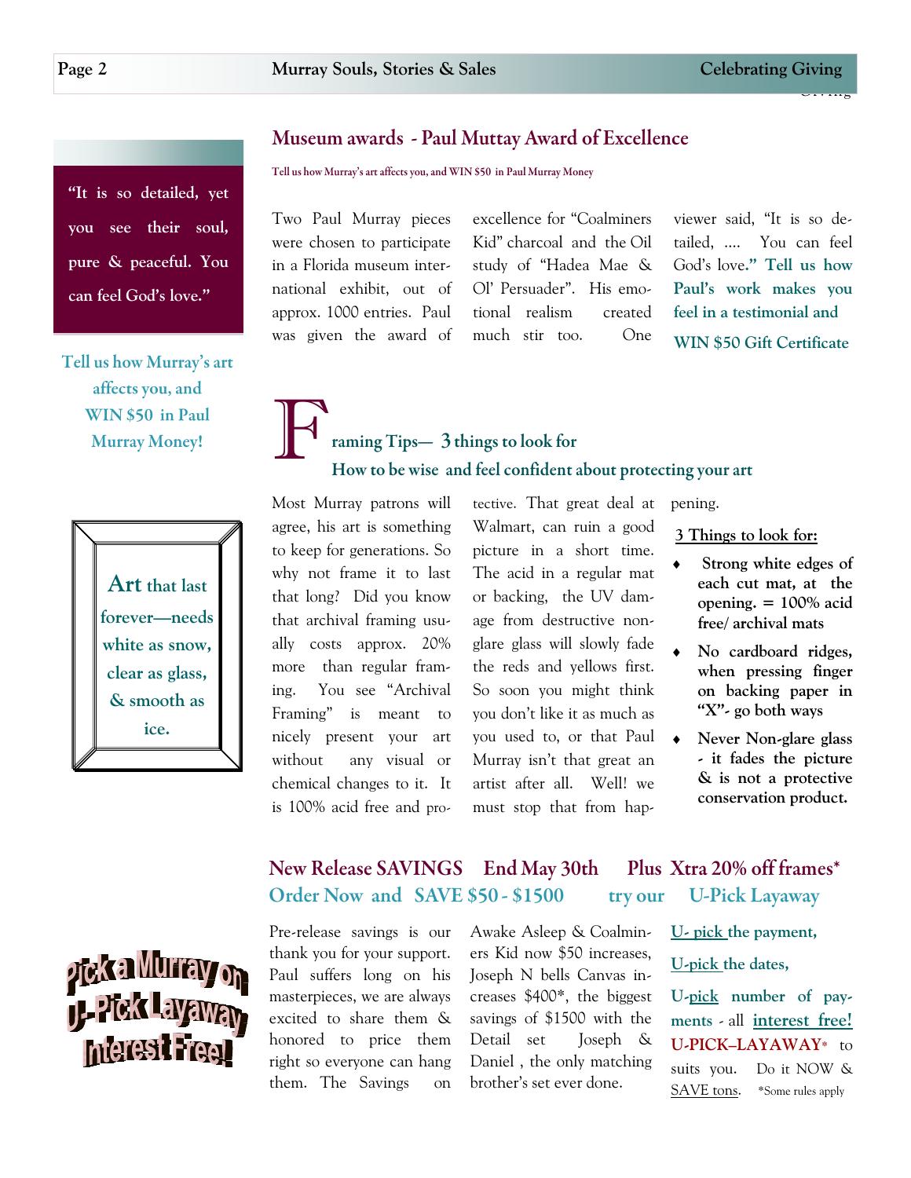## Museum awards - Paul Muttay Award of Excellence

Tell us how Murray's art affects you, and WIN $50 in Paul Murray Money

Two Paul Murray pieces were chosen to participate in a Florida museum international exhibit, out of approx. 1000 entries. Paul was given the award of excellence for "Coalminers Kid" charcoal and the Oil study of "Hadea Mae & Ol' Persuader". His emotional realism created much stir too. One viewer said, "It is so detailed, .... You can feel God's love." **Tell us how Paul's work makes you feel in a testimonial and WIN $50 Gift Certificate**

> **"It is so detailed, yet you see their soul, pure & peaceful. You can feel God's love."**

**Tell us how Murray's art affects you, and WIN $50 in Paul Murray Money!**

## Framing Tips— 3 things to look for

### How to be wise and feel confident about protecting your art

Most Murray patrons will agree, his art is something to keep for generations. So why not frame it to last that long? Did you know that archival framing usually costs approx. 20% more than regular framing. You see "Archival Framing" is meant to nicely present your art without any visual or chemical changes to it. It is 100% acid free and protective. That great deal at Walmart, can ruin a good picture in a short time. The acid in a regular mat or backing, the UV damage from destructive non-glare glass will slowly fade the reds and yellows first. So soon you might think you don't like it as much as you used to, or that Paul Murray isn't that great an artist after all. Well! we must stop that from happening.

**3 Things to look for:**

- **Strong white edges of each cut mat, at the opening. = 100% acid free/ archival mats**
- **No cardboard ridges, when pressing finger on backing paper in "X"- go both ways**
- **Never Non-glare glass - it fades the picture & is not a protective conservation product.**

**Art that last forever—needs white as snow, clear as glass, & smooth as ice.**

## New Release SAVINGS End May 30th Plus Xtra 20% off frames*

### Order Now and SAVE $50 - $1500 try our U-Pick Layaway

Pre-release savings is our thank you for your support. Paul suffers long on his masterpieces, we are always excited to share them & honored to price them right so everyone can hang them. The Savings on Awake Asleep & Coalminers Kid now $50 increases, Joseph N bells Canvas increases $400*, the biggest savings of $1500 with the Detail set Joseph & Daniel , the only matching brother's set ever done.

**U- pick the payment,**

**U-pick the dates,**

**U-pick number of payments - all interest free! U-PICK–LAYAWAY*** to suits you. Do it NOW & SAVE tons. *Some rules apply

**Pick a Murray on U-Pick Layaway Interest Free!**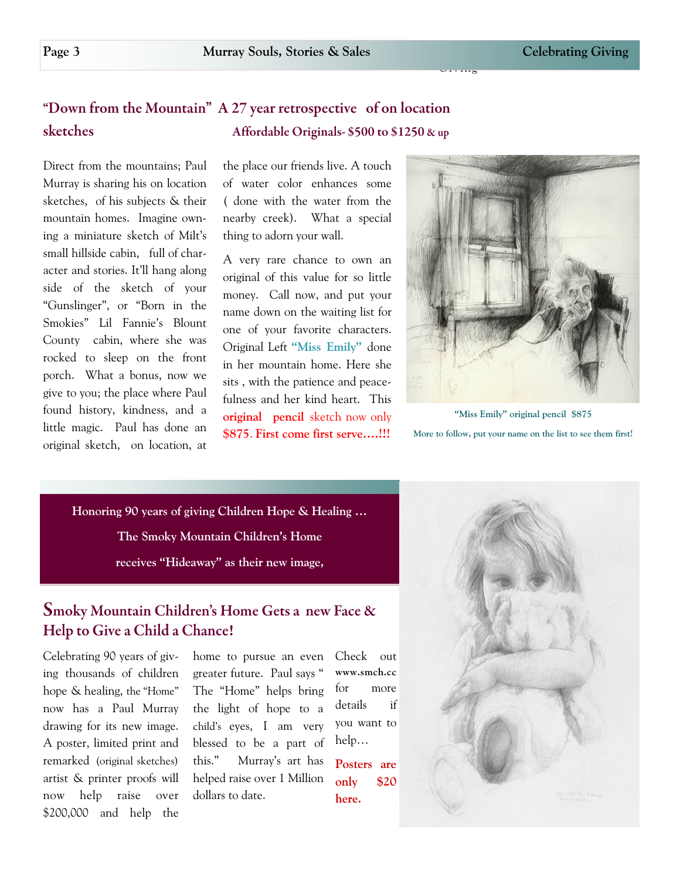## "Down from the Mountain" A 27 year retrospective of on location sketches

**Affordable Originals- $500 to $1250 & up**

Direct from the mountains; Paul Murray is sharing his on location sketches, of his subjects & their mountain homes. Imagine owning a miniature sketch of Milt's small hillside cabin, full of character and stories. It'll hang along side of the sketch of your "Gunslinger", or "Born in the Smokies" Lil Fannie's Blount County cabin, where she was rocked to sleep on the front porch. What a bonus, now we give to you; the place where Paul found history, kindness, and a little magic. Paul has done an original sketch, on location, at the place our friends live. A touch of water color enhances some ( done with the water from the nearby creek). What a special thing to adorn your wall.

A very rare chance to own an original of this value for so little money. Call now, and put your name down on the waiting list for one of your favorite characters. Original Left **"Miss Emily"** done in her mountain home. Here she sits , with the patience and peacefulness and her kind heart. This **original pencil** sketch now only **$875. First come first serve….!!!**

**"Miss Emily" original pencil $875**

**More to follow, put your name on the list to see them first!**

**Honoring 90 years of giving Children Hope & Healing …**

**The Smoky Mountain Children's Home**

**receives "Hideaway" as their new image,**

## Smoky Mountain Children's Home Gets a new Face & Help to Give a Child a Chance!

Celebrating 90 years of giving thousands of children hope & healing, the "Home" now has a Paul Murray drawing for its new image. A poster, limited print and remarked (original sketches) artist & printer proofs will now help raise over $200,000 and help the home to pursue an even greater future. Paul says " The "Home" helps bring the light of hope to a child's eyes, I am very blessed to be a part of this." Murray's art has helped raise over 1 Million dollars to date.

Check out **www.smch.cc** for more details if you want to help…

**Posters are only $20 here.**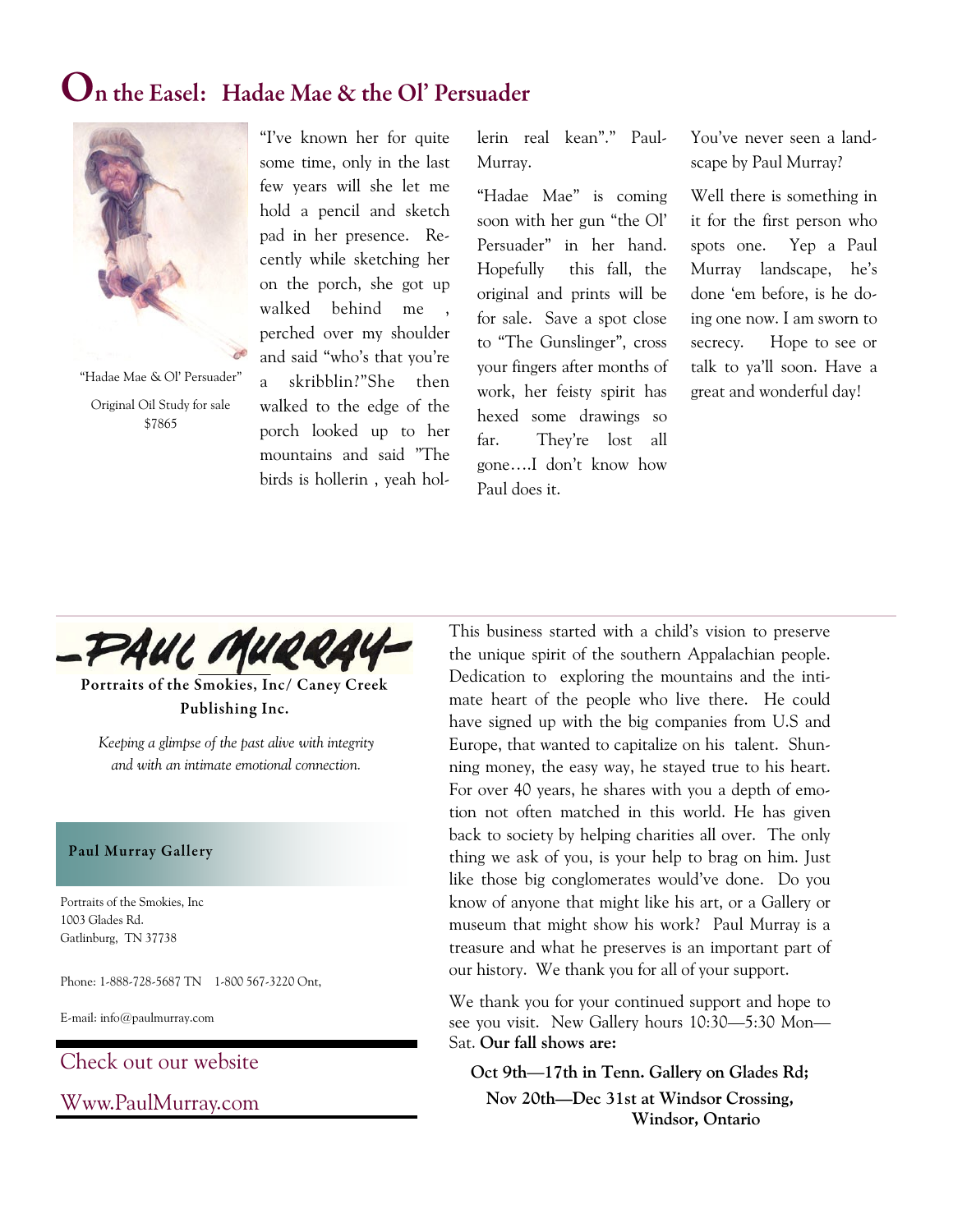# On the Easel: Hadae Mae & the Ol' Persuader

"Hadae Mae & Ol' Persuader"

Original Oil Study for sale $7865

"I've known her for quite some time, only in the last few years will she let me hold a pencil and sketch pad in her presence. Recently while sketching her on the porch, she got up walked behind me , perched over my shoulder and said "who's that you're a skribblin?"She then walked to the edge of the porch looked up to her mountains and said "The birds is hollerin , yeah hollerin real kean"." Paul-Murray.

"Hadae Mae" is coming soon with her gun "the Ol' Persuader" in her hand. Hopefully this fall, the original and prints will be for sale. Save a spot close to "The Gunslinger", cross your fingers after months of work, her feisty spirit has hexed some drawings so far. They're lost all gone….I don't know how Paul does it.

You've never seen a landscape by Paul Murray?

Well there is something in it for the first person who spots one. Yep a Paul Murray landscape, he's done 'em before, is he doing one now. I am sworn to secrecy. Hope to see or talk to ya'll soon. Have a great and wonderful day!

---

-PAUL MURRAY-

**Portraits of the Smokies, Inc/ Caney Creek Publishing Inc.**

*Keeping a glimpse of the past alive with integrity and with an intimate emotional connection.*

**Paul Murray Gallery**

Portraits of the Smokies, Inc
1003 Glades Rd.
Gatlinburg, TN 37738

Phone: 1-888-728-5687 TN 1-800 567-3220 Ont,

E-mail: info@paulmurray.com

Check out our website

Www.PaulMurray.com

This business started with a child's vision to preserve the unique spirit of the southern Appalachian people. Dedication to exploring the mountains and the intimate heart of the people who live there. He could have signed up with the big companies from U.S and Europe, that wanted to capitalize on his talent. Shunning money, the easy way, he stayed true to his heart. For over 40 years, he shares with you a depth of emotion not often matched in this world. He has given back to society by helping charities all over. The only thing we ask of you, is your help to brag on him. Just like those big conglomerates would've done. Do you know of anyone that might like his art, or a Gallery or museum that might show his work? Paul Murray is a treasure and what he preserves is an important part of our history. We thank you for all of your support.

We thank you for your continued support and hope to see you visit. New Gallery hours 10:30—5:30 Mon—Sat. **Our fall shows are:**

**Oct 9th—17th in Tenn. Gallery on Glades Rd;**

**Nov 20th—Dec 31st at Windsor Crossing, Windsor, Ontario**